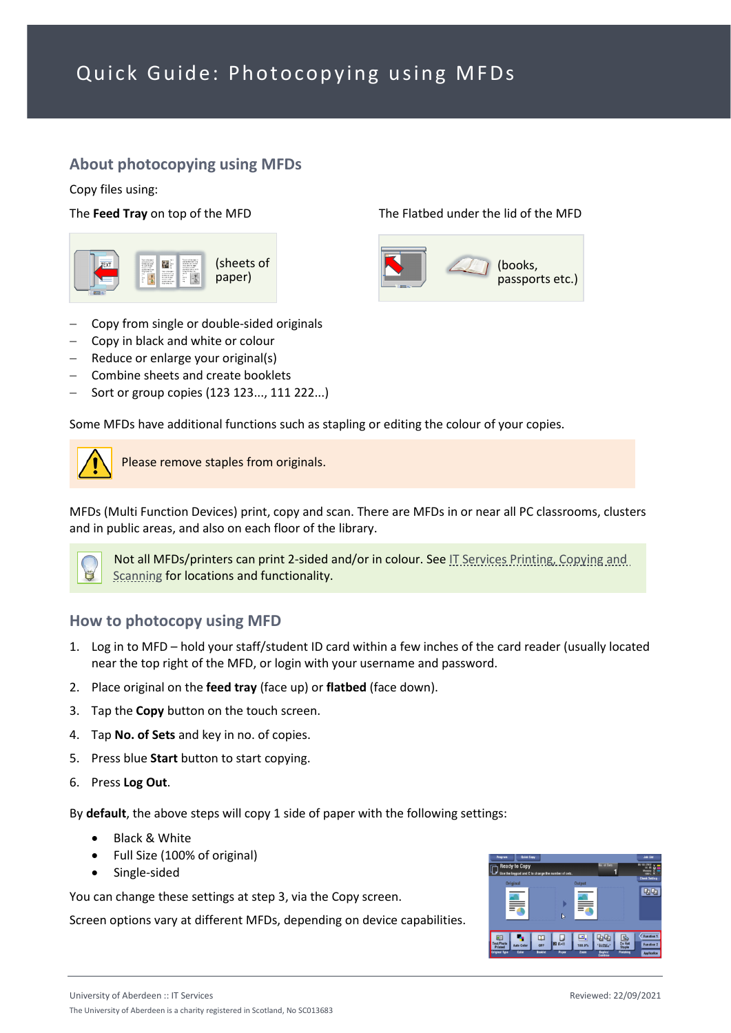# Quick Guide: Photocopying using MFDs

## About photocopying using MFDs

Copy files using:

The **Feed Tray** on top of the MFD

(sheets of paper)

The Flatbed under the lid of the MFD

(books, passports etc.)

- Copy from single or double-sided originals
- Copy in black and white or colour
- Reduce or enlarge your original(s)
- Combine sheets and create booklets
- Sort or group copies (123 123..., 111 222...)

Some MFDs have additional functions such as stapling or editing the colour of your copies.

Please remove staples from originals.

MFDs (Multi Function Devices) print, copy and scan. There are MFDs in or near all PC classrooms, clusters and in public areas, and also on each floor of the library.

Not all MFDs/printers can print 2-sided and/or in colour. See IT Services Printing, Copying and Scanning for locations and functionality.

## How to photocopy using MFD

1. Log in to MFD – hold your staff/student ID card within a few inches of the card reader (usually located near the top right of the MFD, or login with your username and password.
2. Place original on the **feed tray** (face up) or **flatbed** (face down).
3. Tap the **Copy** button on the touch screen.
4. Tap **No. of Sets** and key in no. of copies.
5. Press blue **Start** button to start copying.
6. Press **Log Out**.

By **default**, the above steps will copy 1 side of paper with the following settings:

- Black & White
- Full Size (100% of original)
- Single-sided

You can change these settings at step 3, via the Copy screen.

Screen options vary at different MFDs, depending on device capabilities.

University of Aberdeen :: IT Services

Reviewed: 22/09/2021

The University of Aberdeen is a charity registered in Scotland, No SC013683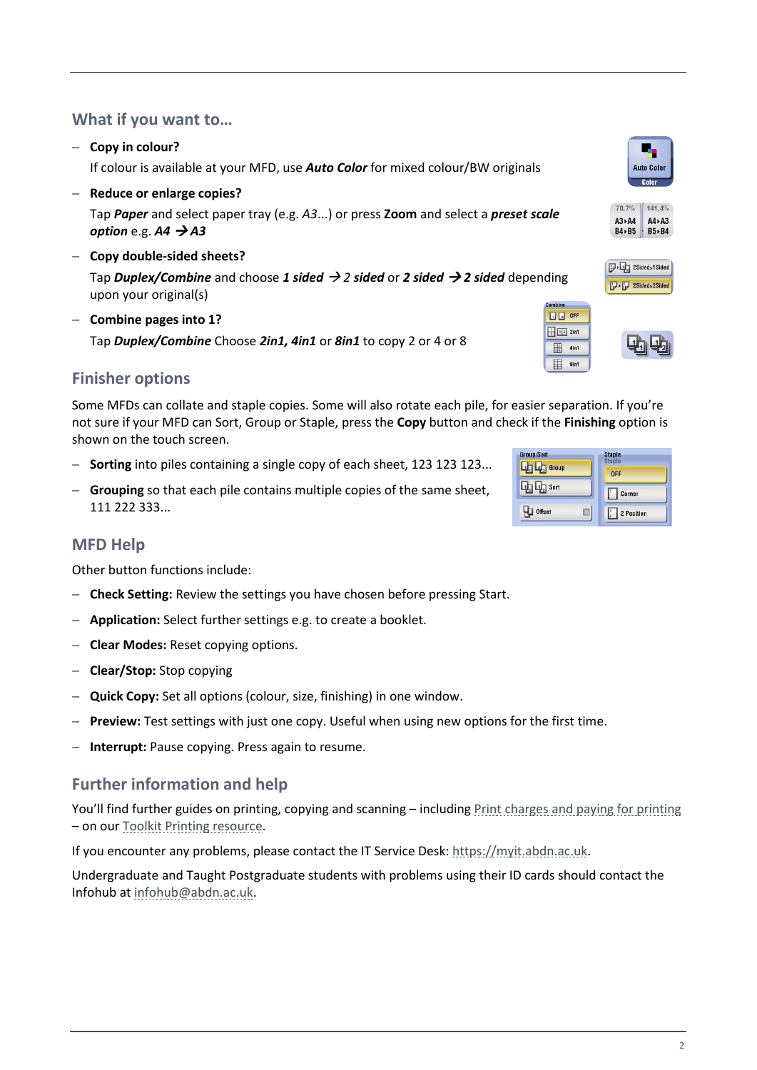## What if you want to…

- **Copy in colour?**

  If colour is available at your MFD, use ***Auto Color*** for mixed colour/BW originals

- **Reduce or enlarge copies?**

  Tap ***Paper*** and select paper tray (e.g. *A3*...) or press **Zoom** and select a ***preset scale option*** e.g. ***A4 → A3***

- **Copy double-sided sheets?**

  Tap ***Duplex/Combine*** and choose ***1 sided → 2 sided*** or ***2 sided → 2 sided*** depending upon your original(s)

- **Combine pages into 1?**

  Tap ***Duplex/Combine*** Choose ***2in1, 4in1*** or ***8in1*** to copy 2 or 4 or 8

## Finisher options

Some MFDs can collate and staple copies. Some will also rotate each pile, for easier separation. If you're not sure if your MFD can Sort, Group or Staple, press the **Copy** button and check if the **Finishing** option is shown on the touch screen.

- **Sorting** into piles containing a single copy of each sheet, 123 123 123...
- **Grouping** so that each pile contains multiple copies of the same sheet, 111 222 333...

## MFD Help

Other button functions include:

- **Check Setting:** Review the settings you have chosen before pressing Start.
- **Application:** Select further settings e.g. to create a booklet.
- **Clear Modes:** Reset copying options.
- **Clear/Stop:** Stop copying
- **Quick Copy:** Set all options (colour, size, finishing) in one window.
- **Preview:** Test settings with just one copy. Useful when using new options for the first time.
- **Interrupt:** Pause copying. Press again to resume.

## Further information and help

You'll find further guides on printing, copying and scanning – including Print charges and paying for printing – on our Toolkit Printing resource.

If you encounter any problems, please contact the IT Service Desk: https://myit.abdn.ac.uk.

Undergraduate and Taught Postgraduate students with problems using their ID cards should contact the Infohub at infohub@abdn.ac.uk.